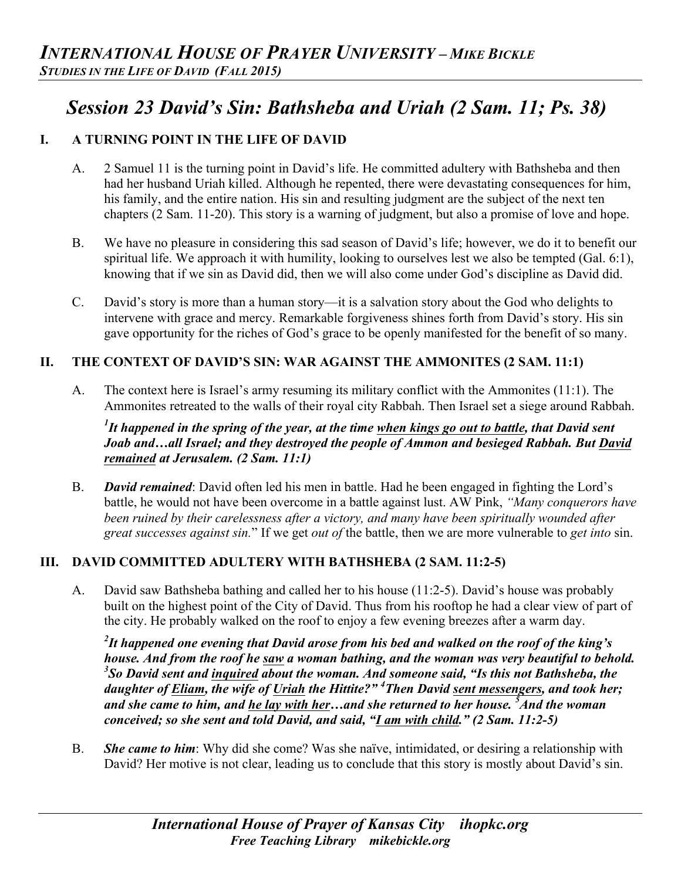# INTERNATIONAL HOUSE OF PRAYER UNIVERSITY – MIKE BICKLE

*STUDIES IN THE LIFE OF DAVID (FALL 2015)*

## *Session 23 David's Sin: Bathsheba and Uriah (2 Sam. 11; Ps. 38)*

### I. A TURNING POINT IN THE LIFE OF DAVID

A. 2 Samuel 11 is the turning point in David's life. He committed adultery with Bathsheba and then had her husband Uriah killed. Although he repented, there were devastating consequences for him, his family, and the entire nation. His sin and resulting judgment are the subject of the next ten chapters (2 Sam. 11-20). This story is a warning of judgment, but also a promise of love and hope.

B. We have no pleasure in considering this sad season of David's life; however, we do it to benefit our spiritual life. We approach it with humility, looking to ourselves lest we also be tempted (Gal. 6:1), knowing that if we sin as David did, then we will also come under God's discipline as David did.

C. David's story is more than a human story—it is a salvation story about the God who delights to intervene with grace and mercy. Remarkable forgiveness shines forth from David's story. His sin gave opportunity for the riches of God's grace to be openly manifested for the benefit of so many.

### II. THE CONTEXT OF DAVID'S SIN: WAR AGAINST THE AMMONITES (2 SAM. 11:1)

A. The context here is Israel's army resuming its military conflict with the Ammonites (11:1). The Ammonites retreated to the walls of their royal city Rabbah. Then Israel set a siege around Rabbah.

***[1]It happened in the spring of the year, at the time <u>when kings go out to battle</u>, that David sent Joab and…all Israel; and they destroyed the people of Ammon and besieged Rabbah. But <u>David remained</u> at Jerusalem. (2 Sam. 11:1)***

B. ***David remained***: David often led his men in battle. Had he been engaged in fighting the Lord's battle, he would not have been overcome in a battle against lust. AW Pink, *"Many conquerors have been ruined by their carelessness after a victory, and many have been spiritually wounded after great successes against sin.*" If we get *out of* the battle, then we are more vulnerable to *get into* sin.

### III. DAVID COMMITTED ADULTERY WITH BATHSHEBA (2 SAM. 11:2-5)

A. David saw Bathsheba bathing and called her to his house (11:2-5). David's house was probably built on the highest point of the City of David. Thus from his rooftop he had a clear view of part of the city. He probably walked on the roof to enjoy a few evening breezes after a warm day.

***[2]It happened one evening that David arose from his bed and walked on the roof of the king's house. And from the roof he <u>saw</u> a woman bathing, and the woman was very beautiful to behold. [3]So David sent and <u>inquired</u> about the woman. And someone said, "Is this not Bathsheba, the daughter of <u>Eliam</u>, the wife of <u>Uriah</u> the Hittite?" [4]Then David <u>sent messengers</u>, and took her; and she came to him, and <u>he lay with her</u>…and she returned to her house. [5]And the woman conceived; so she sent and told David, and said, "<u>I am with child</u>." (2 Sam. 11:2-5)***

B. ***She came to him***: Why did she come? Was she naïve, intimidated, or desiring a relationship with David? Her motive is not clear, leading us to conclude that this story is mostly about David's sin.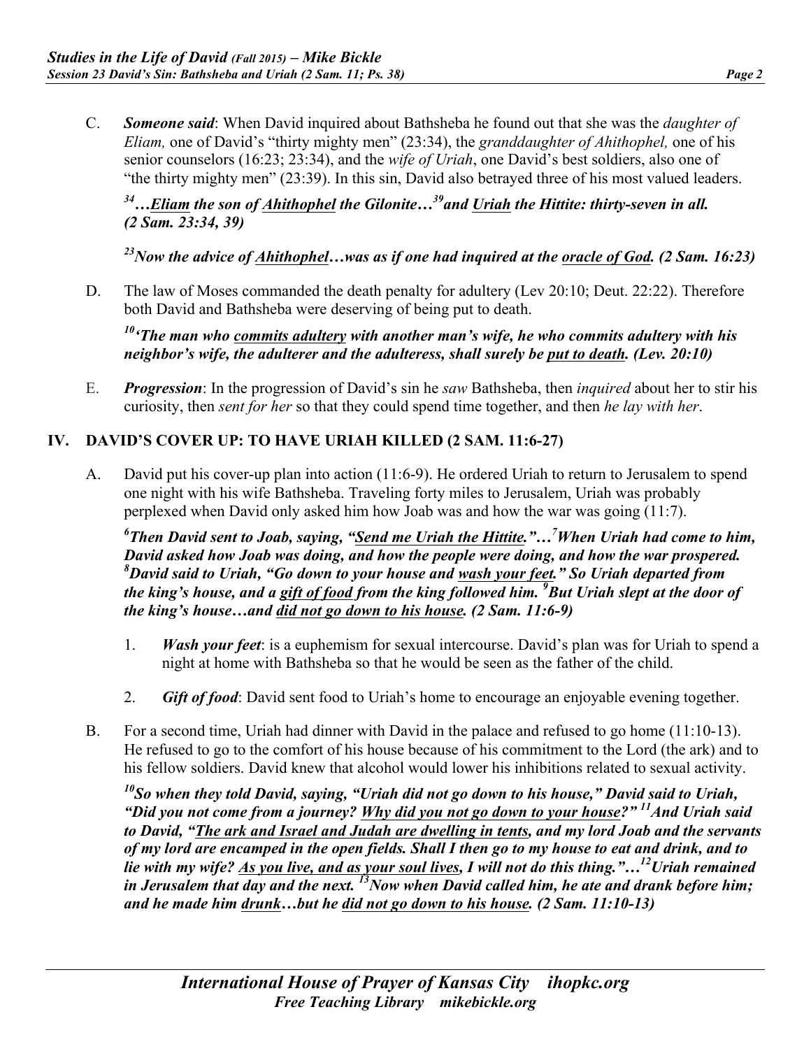C. ***Someone said***: When David inquired about Bathsheba he found out that she was the *daughter of Eliam,* one of David's "thirty mighty men" (23:34), the *granddaughter of Ahithophel,* one of his senior counselors (16:23; 23:34), and the *wife of Uriah*, one David's best soldiers, also one of "the thirty mighty men" (23:39). In this sin, David also betrayed three of his most valued leaders.

***[34]…<u>Eliam</u> the son of <u>Ahithophel</u> the Gilonite…[39]and <u>Uriah</u> the Hittite: thirty-seven in all. (2 Sam. 23:34, 39)***

***[23]Now the advice of <u>Ahithophel</u>…was as if one had inquired at the <u>oracle of God</u>. (2 Sam. 16:23)***

D. The law of Moses commanded the death penalty for adultery (Lev 20:10; Deut. 22:22). Therefore both David and Bathsheba were deserving of being put to death.

***[10]'The man who <u>commits adultery</u> with another man's wife, he who commits adultery with his neighbor's wife, the adulterer and the adulteress, shall surely be <u>put to death</u>. (Lev. 20:10)***

E. ***Progression***: In the progression of David's sin he *saw* Bathsheba, then *inquired* about her to stir his curiosity, then *sent for her* so that they could spend time together, and then *he lay with her*.

## IV. DAVID'S COVER UP: TO HAVE URIAH KILLED (2 SAM. 11:6-27)

A. David put his cover-up plan into action (11:6-9). He ordered Uriah to return to Jerusalem to spend one night with his wife Bathsheba. Traveling forty miles to Jerusalem, Uriah was probably perplexed when David only asked him how Joab was and how the war was going (11:7).

***[6]Then David sent to Joab, saying, "<u>Send me Uriah the Hittite</u>."…[7]When Uriah had come to him, David asked how Joab was doing, and how the people were doing, and how the war prospered. [8]David said to Uriah, "Go down to your house and <u>wash your feet</u>." So Uriah departed from the king's house, and a <u>gift of food</u> from the king followed him. [9]But Uriah slept at the door of the king's house…and <u>did not go down to his house</u>. (2 Sam. 11:6-9)***

1. ***Wash your feet***: is a euphemism for sexual intercourse. David's plan was for Uriah to spend a night at home with Bathsheba so that he would be seen as the father of the child.

2. ***Gift of food***: David sent food to Uriah's home to encourage an enjoyable evening together.

B. For a second time, Uriah had dinner with David in the palace and refused to go home (11:10-13). He refused to go to the comfort of his house because of his commitment to the Lord (the ark) and to his fellow soldiers. David knew that alcohol would lower his inhibitions related to sexual activity.

***[10]So when they told David, saying, "Uriah did not go down to his house," David said to Uriah, "Did you not come from a journey? <u>Why did you not go down to your house</u>?" [11]And Uriah said to David, "<u>The ark and Israel and Judah are dwelling in tents</u>, and my lord Joab and the servants of my lord are encamped in the open fields. Shall I then go to my house to eat and drink, and to lie with my wife? <u>As you live, and as your soul lives</u>, I will not do this thing."…[12]Uriah remained in Jerusalem that day and the next. [13]Now when David called him, he ate and drank before him; and he made him <u>drunk</u>…but he <u>did not go down to his house</u>. (2 Sam. 11:10-13)***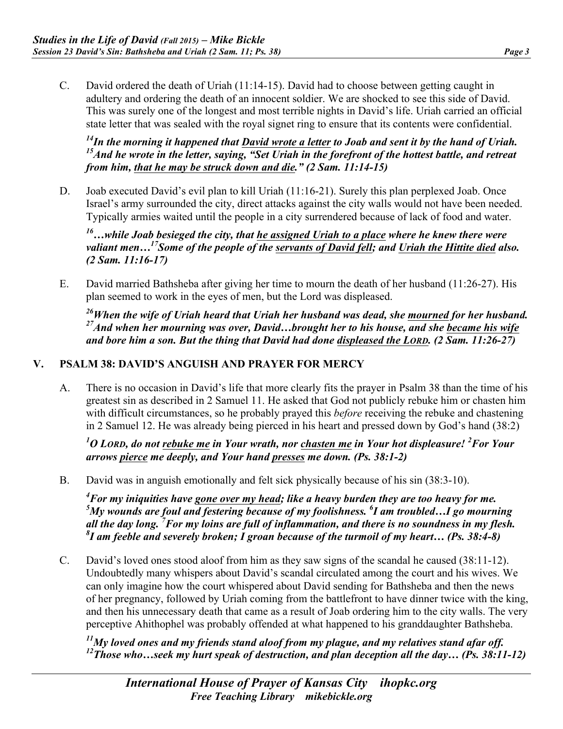C. David ordered the death of Uriah (11:14-15). David had to choose between getting caught in adultery and ordering the death of an innocent soldier. We are shocked to see this side of David. This was surely one of the longest and most terrible nights in David's life. Uriah carried an official state letter that was sealed with the royal signet ring to ensure that its contents were confidential.

***[14]In the morning it happened that David wrote a letter to Joab and sent it by the hand of Uriah. [15]And he wrote in the letter, saying, "Set Uriah in the forefront of the hottest battle, and retreat from him, that he may be struck down and die." (2 Sam. 11:14-15)***

D. Joab executed David's evil plan to kill Uriah (11:16-21). Surely this plan perplexed Joab. Once Israel's army surrounded the city, direct attacks against the city walls would not have been needed. Typically armies waited until the people in a city surrendered because of lack of food and water.

***[16]…while Joab besieged the city, that he assigned Uriah to a place where he knew there were valiant men…[17]Some of the people of the servants of David fell; and Uriah the Hittite died also. (2 Sam. 11:16-17)***

E. David married Bathsheba after giving her time to mourn the death of her husband (11:26-27). His plan seemed to work in the eyes of men, but the Lord was displeased.

***[26]When the wife of Uriah heard that Uriah her husband was dead, she mourned for her husband. [27]And when her mourning was over, David…brought her to his house, and she became his wife and bore him a son. But the thing that David had done displeased the LORD. (2 Sam. 11:26-27)***

## V. PSALM 38: DAVID'S ANGUISH AND PRAYER FOR MERCY

A. There is no occasion in David's life that more clearly fits the prayer in Psalm 38 than the time of his greatest sin as described in 2 Samuel 11. He asked that God not publicly rebuke him or chasten him with difficult circumstances, so he probably prayed this *before* receiving the rebuke and chastening in 2 Samuel 12. He was already being pierced in his heart and pressed down by God's hand (38:2)

***[1]O LORD, do not rebuke me in Your wrath, nor chasten me in Your hot displeasure! [2]For Your arrows pierce me deeply, and Your hand presses me down. (Ps. 38:1-2)***

B. David was in anguish emotionally and felt sick physically because of his sin (38:3-10).

***[4]For my iniquities have gone over my head; like a heavy burden they are too heavy for me. [5]My wounds are foul and festering because of my foolishness. [6]I am troubled…I go mourning all the day long. [7]For my loins are full of inflammation, and there is no soundness in my flesh. [8]I am feeble and severely broken; I groan because of the turmoil of my heart… (Ps. 38:4-8)***

C. David's loved ones stood aloof from him as they saw signs of the scandal he caused (38:11-12). Undoubtedly many whispers about David's scandal circulated among the court and his wives. We can only imagine how the court whispered about David sending for Bathsheba and then the news of her pregnancy, followed by Uriah coming from the battlefront to have dinner twice with the king, and then his unnecessary death that came as a result of Joab ordering him to the city walls. The very perceptive Ahithophel was probably offended at what happened to his granddaughter Bathsheba.

***[11]My loved ones and my friends stand aloof from my plague, and my relatives stand afar off. [12]Those who…seek my hurt speak of destruction, and plan deception all the day… (Ps. 38:11-12)***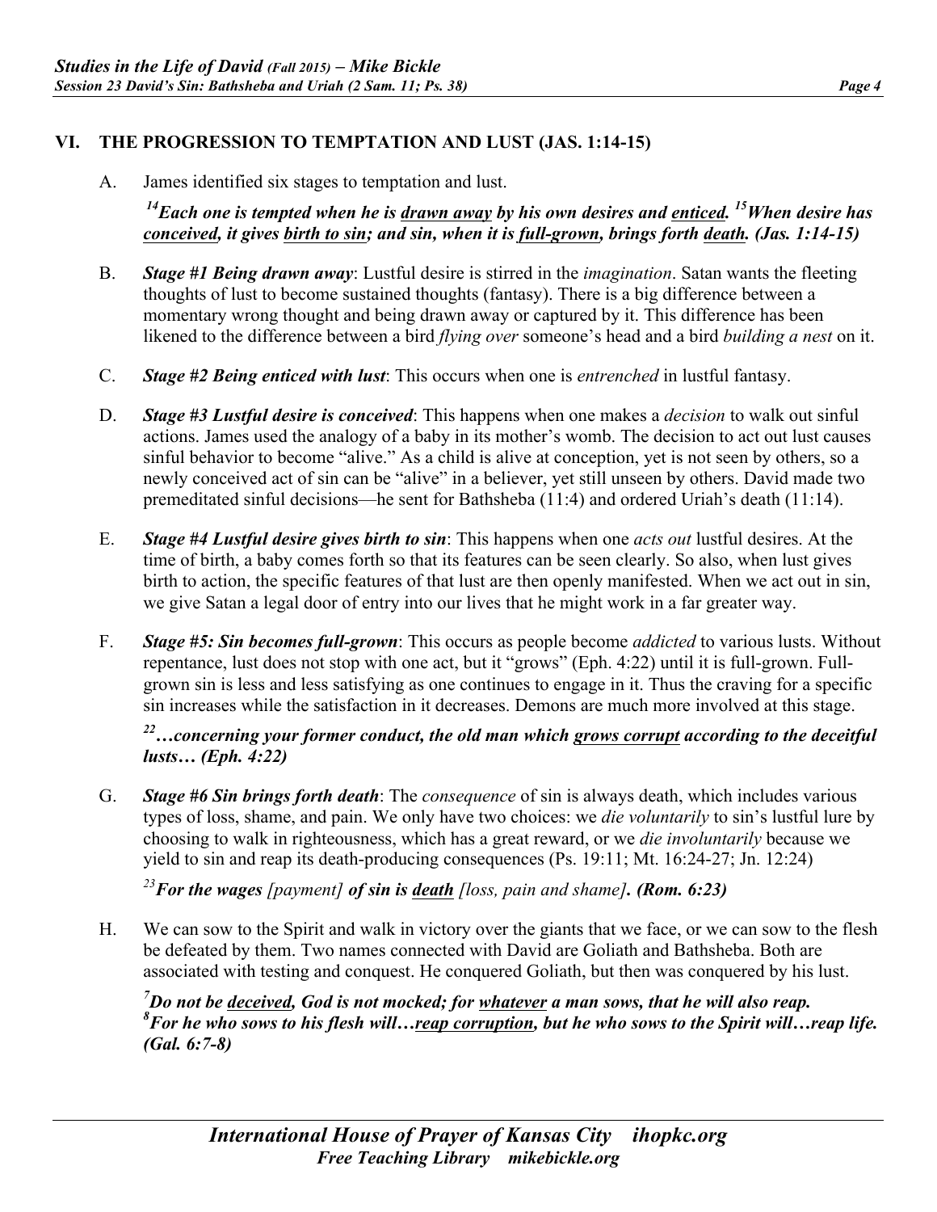## VI. THE PROGRESSION TO TEMPTATION AND LUST (JAS. 1:14-15)

A. James identified six stages to temptation and lust.

***[14]Each one is tempted when he is drawn away by his own desires and enticed. [15]When desire has conceived, it gives birth to sin; and sin, when it is full-grown, brings forth death. (Jas. 1:14-15)***

B. ***Stage #1 Being drawn away***: Lustful desire is stirred in the *imagination*. Satan wants the fleeting thoughts of lust to become sustained thoughts (fantasy). There is a big difference between a momentary wrong thought and being drawn away or captured by it. This difference has been likened to the difference between a bird *flying over* someone's head and a bird *building a nest* on it.

C. ***Stage #2 Being enticed with lust***: This occurs when one is *entrenched* in lustful fantasy.

D. ***Stage #3 Lustful desire is conceived***: This happens when one makes a *decision* to walk out sinful actions. James used the analogy of a baby in its mother's womb. The decision to act out lust causes sinful behavior to become "alive." As a child is alive at conception, yet is not seen by others, so a newly conceived act of sin can be "alive" in a believer, yet still unseen by others. David made two premeditated sinful decisions—he sent for Bathsheba (11:4) and ordered Uriah's death (11:14).

E. ***Stage #4 Lustful desire gives birth to sin***: This happens when one *acts out* lustful desires. At the time of birth, a baby comes forth so that its features can be seen clearly. So also, when lust gives birth to action, the specific features of that lust are then openly manifested. When we act out in sin, we give Satan a legal door of entry into our lives that he might work in a far greater way.

F. ***Stage #5: Sin becomes full-grown***: This occurs as people become *addicted* to various lusts. Without repentance, lust does not stop with one act, but it "grows" (Eph. 4:22) until it is full-grown. Full-grown sin is less and less satisfying as one continues to engage in it. Thus the craving for a specific sin increases while the satisfaction in it decreases. Demons are much more involved at this stage.

***[22]…concerning your former conduct, the old man which grows corrupt according to the deceitful lusts… (Eph. 4:22)***

G. ***Stage #6 Sin brings forth death***: The *consequence* of sin is always death, which includes various types of loss, shame, and pain. We only have two choices: we *die voluntarily* to sin's lustful lure by choosing to walk in righteousness, which has a great reward, or we *die involuntarily* because we yield to sin and reap its death-producing consequences (Ps. 19:11; Mt. 16:24-27; Jn. 12:24)

***[23]For the wages*** *[payment]* ***of sin is death*** *[loss, pain and shame]****. (Rom. 6:23)***

H. We can sow to the Spirit and walk in victory over the giants that we face, or we can sow to the flesh be defeated by them. Two names connected with David are Goliath and Bathsheba. Both are associated with testing and conquest. He conquered Goliath, but then was conquered by his lust.

***[7]Do not be deceived, God is not mocked; for whatever a man sows, that he will also reap. [8]For he who sows to his flesh will…reap corruption, but he who sows to the Spirit will…reap life. (Gal. 6:7-8)***